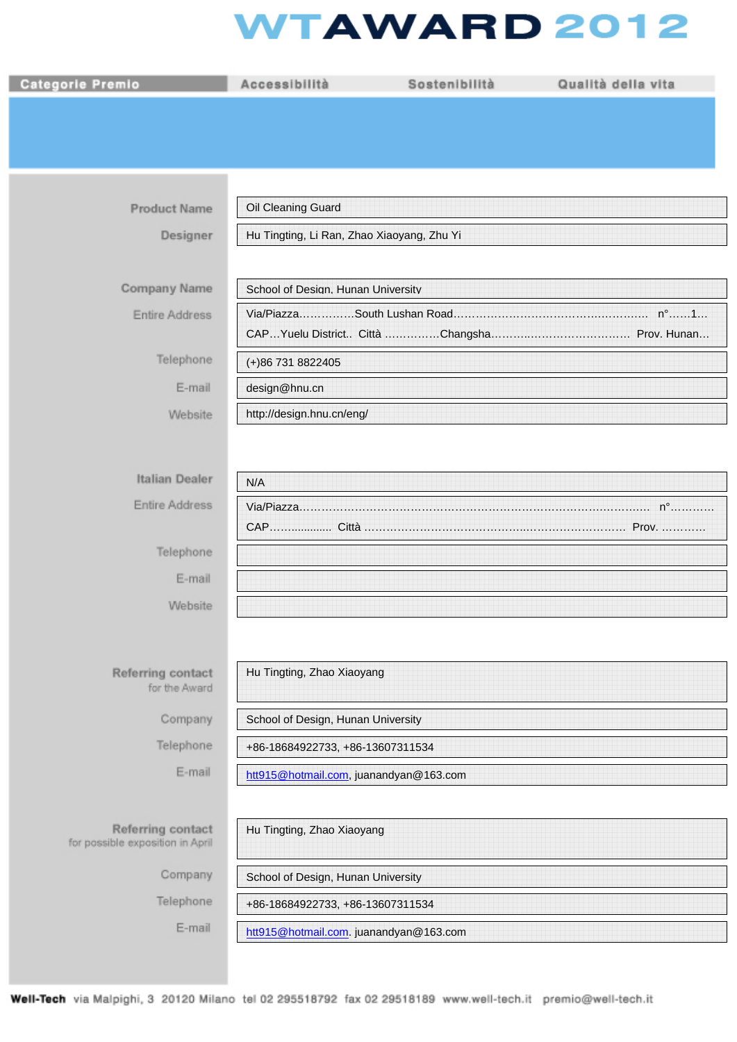# WTAWARD 2012

| Categorie Premio | Accessibilità | Sostenibilità | Qualità della vita |
|---|---|---|---|

| | |
|---|---|
| **Product Name** | Oil Cleaning Guard |
| **Designer** | Hu Tingting, Li Ran, Zhao Xiaoyang, Zhu Yi |
| **Company Name** | School of Design, Hunan University |
| Entire Address | Via/Piazza……………South Lushan Road………………………………………………. n°……1… CAP…Yuelu District.. Città ……………Changsha………………………………… Prov. Hunan… |
| Telephone | (+)86 731 8822405 |
| E-mail | design@hnu.cn |
| Website | http://design.hnu.cn/eng/ |
| **Italian Dealer** | N/A |
| Entire Address | Via/Piazza…………………………………………………………………………………. n°………… CAP……………… Città ……………………………………………………………… Prov. ………… |
| Telephone | |
| E-mail | |
| Website | |
| **Referring contact** for the Award | Hu Tingting, Zhao Xiaoyang |
| Company | School of Design, Hunan University |
| Telephone | +86-18684922733, +86-13607311534 |
| E-mail | htt915@hotmail.com, juanandyan@163.com |
| **Referring contact** for possible exposition in April | Hu Tingting, Zhao Xiaoyang |
| Company | School of Design, Hunan University |
| Telephone | +86-18684922733, +86-13607311534 |
| E-mail | htt915@hotmail.com. juanandyan@163.com |

**Well-Tech** via Malpighi, 3 20120 Milano tel 02 295518792 fax 02 29518189 www.well-tech.it premio@well-tech.it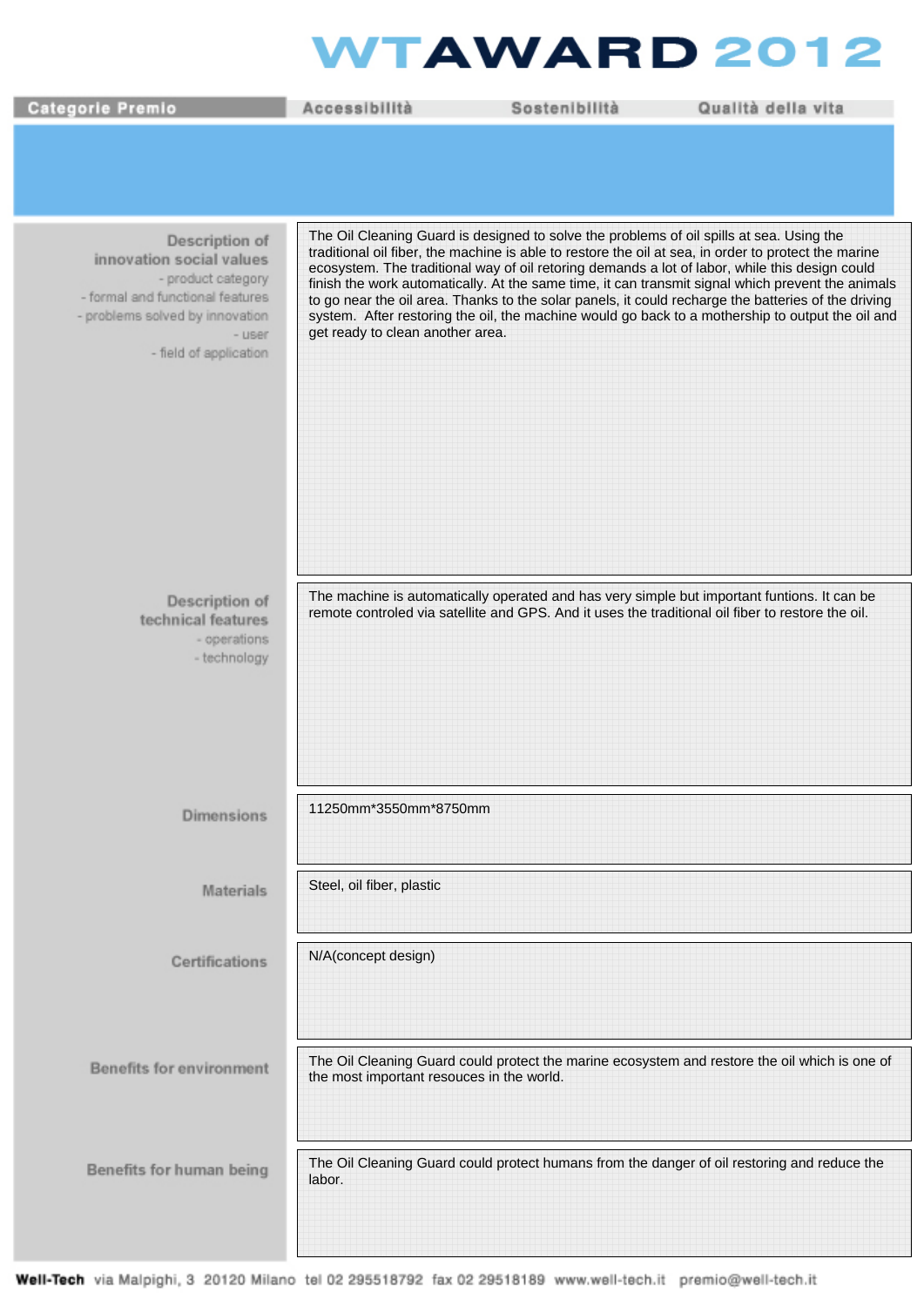# WTAWARD 2012

| Categorie Premio | Accessibilità | Sostenibilità | Qualità della vita |
|---|---|---|---|

| | |
|---|---|
| **Description of innovation social values**<br>- product category<br>- formal and functional features<br>- problems solved by innovation<br>- user<br>- field of application | The Oil Cleaning Guard is designed to solve the problems of oil spills at sea. Using the traditional oil fiber, the machine is able to restore the oil at sea, in order to protect the marine ecosystem. The traditional way of oil retoring demands a lot of labor, while this design could finish the work automatically. At the same time, it can transmit signal which prevent the animals to go near the oil area. Thanks to the solar panels, it could recharge the batteries of the driving system.  After restoring the oil, the machine would go back to a mothership to output the oil and get ready to clean another area. |
| **Description of technical features**<br>- operations<br>- technology | The machine is automatically operated and has very simple but important funtions. It can be remote controled via satellite and GPS. And it uses the traditional oil fiber to restore the oil. |
| **Dimensions** | 11250mm*3550mm*8750mm |
| **Materials** | Steel, oil fiber, plastic |
| **Certifications** | N/A(concept design) |
| **Benefits for environment** | The Oil Cleaning Guard could protect the marine ecosystem and restore the oil which is one of the most important resouces in the world. |
| **Benefits for human being** | The Oil Cleaning Guard could protect humans from the danger of oil restoring and reduce the labor. |

**Well-Tech** via Malpighi, 3  20120 Milano  tel 02 295518792  fax 02 29518189  www.well-tech.it  premio@well-tech.it